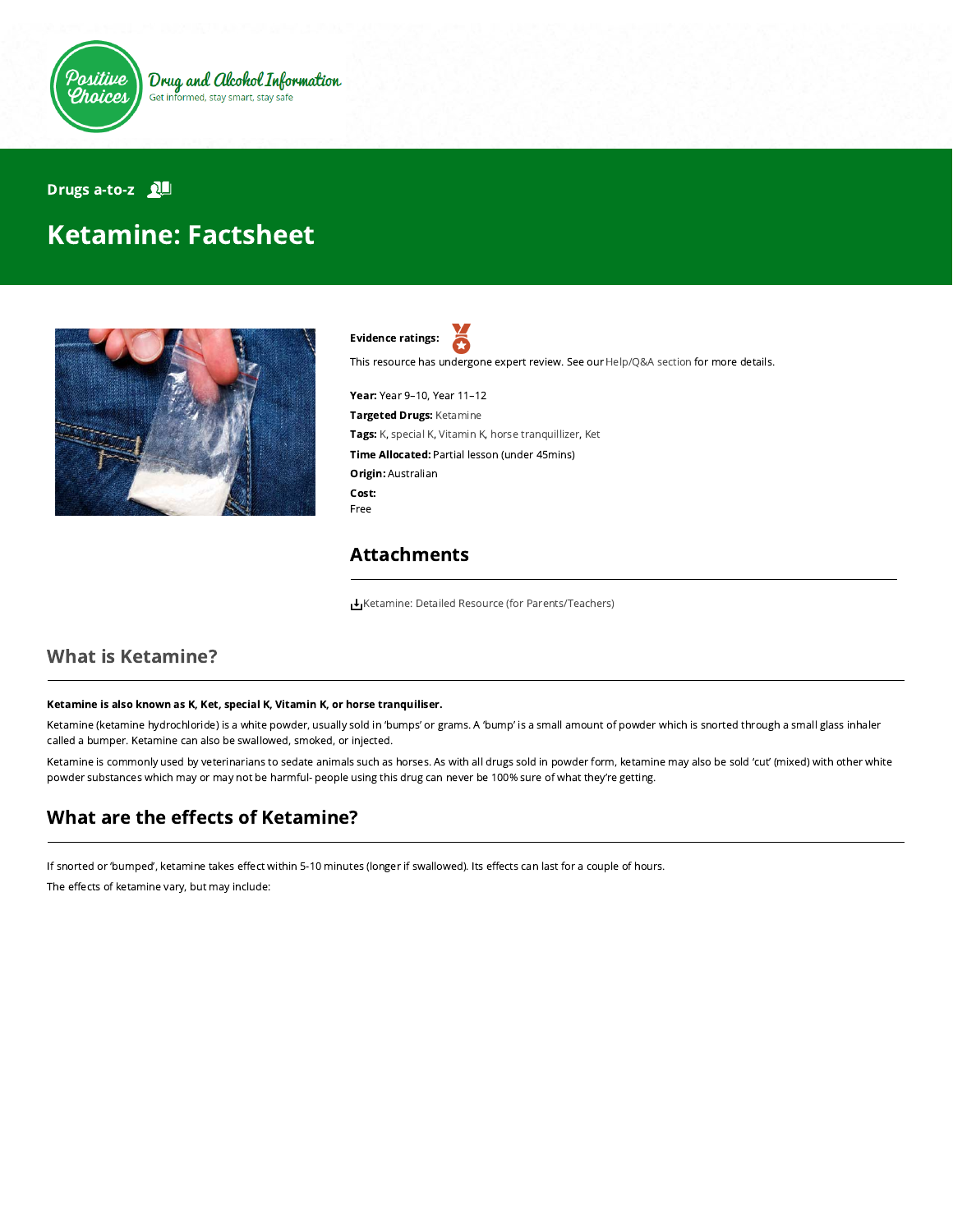Positive Choices — Drug and Alcohol Information
Get informed, stay smart, stay safe

Drugs a-to-z

# Ketamine: Factsheet

**Evidence ratings:**

This resource has undergone expert review. See our Help/Q&A section for more details.

**Year:** Year 9–10, Year 11–12

**Targeted Drugs:** Ketamine

**Tags:** K, special K, Vitamin K, horse tranquillizer, Ket

**Time Allocated:** Partial lesson (under 45mins)

**Origin:** Australian

**Cost:**
Free

## Attachments

Ketamine: Detailed Resource (for Parents/Teachers)

## What is Ketamine?

**Ketamine is also known as K, Ket, special K, Vitamin K, or horse tranquiliser.**

Ketamine (ketamine hydrochloride) is a white powder, usually sold in 'bumps' or grams. A 'bump' is a small amount of powder which is snorted through a small glass inhaler called a bumper. Ketamine can also be swallowed, smoked, or injected.

Ketamine is commonly used by veterinarians to sedate animals such as horses. As with all drugs sold in powder form, ketamine may also be sold 'cut' (mixed) with other white powder substances which may or may not be harmful- people using this drug can never be 100% sure of what they're getting.

## What are the effects of Ketamine?

If snorted or 'bumped', ketamine takes effect within 5-10 minutes (longer if swallowed). Its effects can last for a couple of hours.

The effects of ketamine vary, but may include: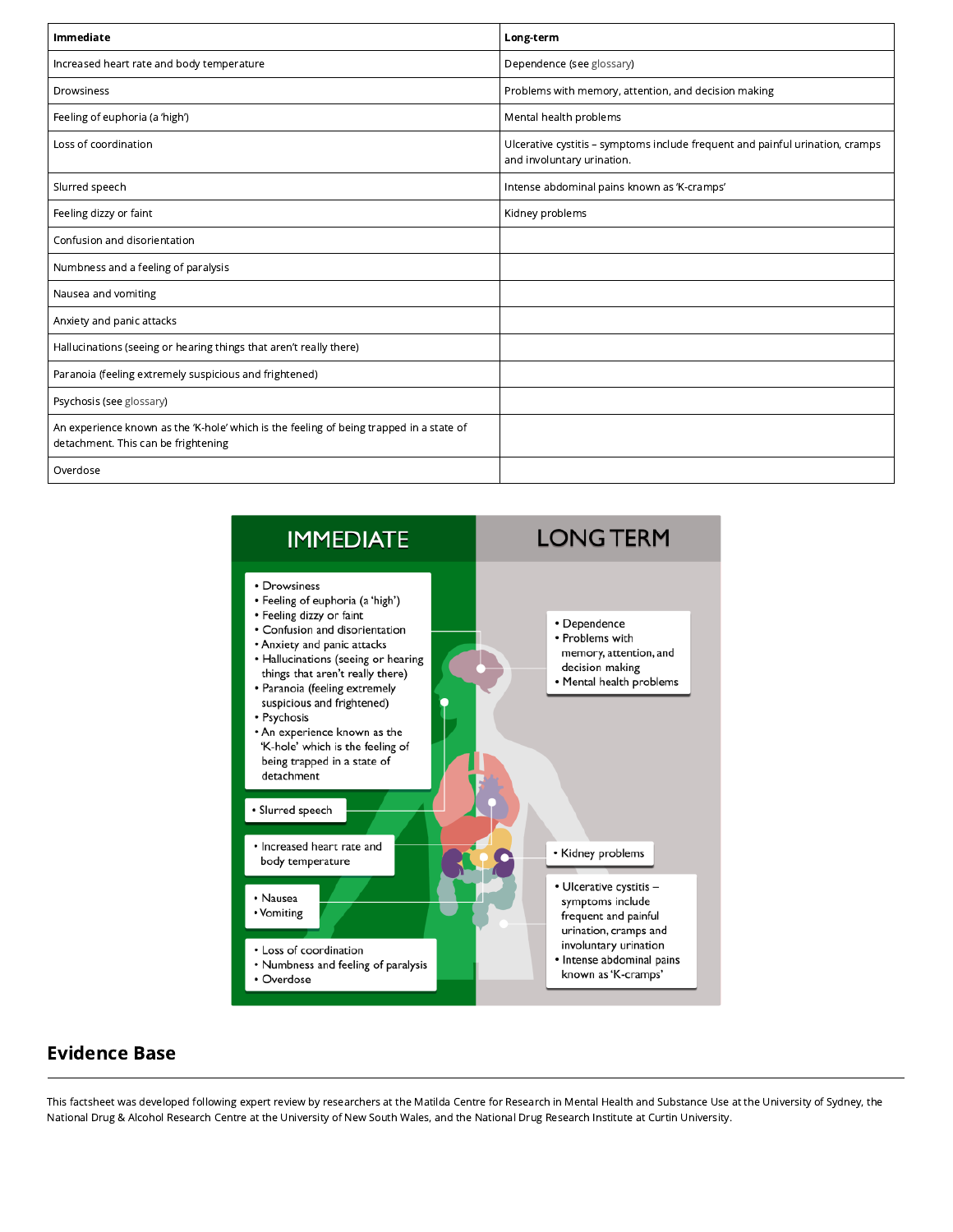| Immediate | Long-term |
| --- | --- |
| Increased heart rate and body temperature | Dependence (see glossary) |
| Drowsiness | Problems with memory, attention, and decision making |
| Feeling of euphoria (a 'high') | Mental health problems |
| Loss of coordination | Ulcerative cystitis – symptoms include frequent and painful urination, cramps and involuntary urination. |
| Slurred speech | Intense abdominal pains known as 'K-cramps' |
| Feeling dizzy or faint | Kidney problems |
| Confusion and disorientation | |
| Numbness and a feeling of paralysis | |
| Nausea and vomiting | |
| Anxiety and panic attacks | |
| Hallucinations (seeing or hearing things that aren't really there) | |
| Paranoia (feeling extremely suspicious and frightened) | |
| Psychosis (see glossary) | |
| An experience known as the 'K-hole' which is the feeling of being trapped in a state of detachment. This can be frightening | |
| Overdose | |

IMMEDIATE

- Drowsiness
- Feeling of euphoria (a 'high')
- Feeling dizzy or faint
- Confusion and disorientation
- Anxiety and panic attacks
- Hallucinations (seeing or hearing things that aren't really there)
- Paranoia (feeling extremely suspicious and frightened)
- Psychosis
- An experience known as the 'K-hole' which is the feeling of being trapped in a state of detachment

- Slurred speech

- Increased heart rate and body temperature

- Nausea
- Vomiting

- Loss of coordination
- Numbness and feeling of paralysis
- Overdose

LONG TERM

- Dependence
- Problems with memory, attention, and decision making
- Mental health problems

- Kidney problems

- Ulcerative cystitis – symptoms include frequent and painful urination, cramps and involuntary urination
- Intense abdominal pains known as 'K-cramps'

## Evidence Base

This factsheet was developed following expert review by researchers at the Matilda Centre for Research in Mental Health and Substance Use at the University of Sydney, the National Drug & Alcohol Research Centre at the University of New South Wales, and the National Drug Research Institute at Curtin University.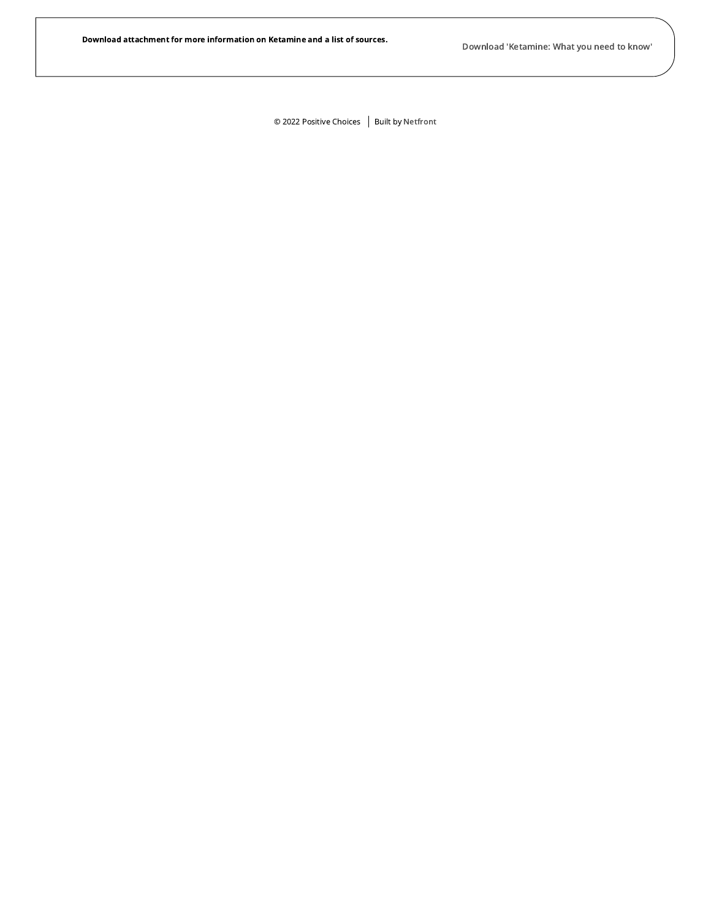**Download attachment for more information on Ketamine and a list of sources.**

Download 'Ketamine: What you need to know'

© 2022 Positive Choices | Built by Netfront